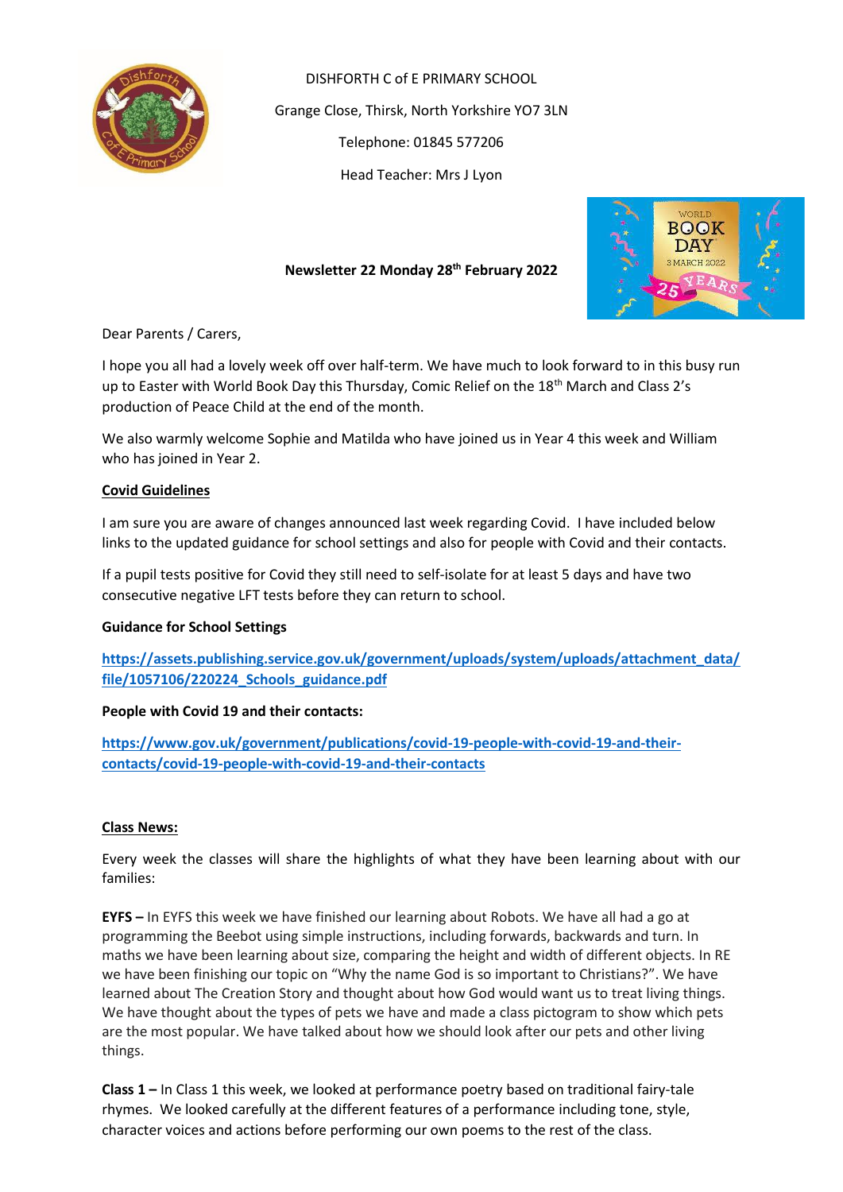DISHFORTH C of E PRIMARY SCHOOL

Grange Close, Thirsk, North Yorkshire YO7 3LN

Telephone: 01845 577206

Head Teacher: Mrs J Lyon

**Newsletter 22 Monday 28th February 2022**

Dear Parents / Carers,

I hope you all had a lovely week off over half-term. We have much to look forward to in this busy run up to Easter with World Book Day this Thursday, Comic Relief on the 18th March and Class 2's production of Peace Child at the end of the month.

We also warmly welcome Sophie and Matilda who have joined us in Year 4 this week and William who has joined in Year 2.

**Covid Guidelines**

I am sure you are aware of changes announced last week regarding Covid. I have included below links to the updated guidance for school settings and also for people with Covid and their contacts.

If a pupil tests positive for Covid they still need to self-isolate for at least 5 days and have two consecutive negative LFT tests before they can return to school.

**Guidance for School Settings**

**https://assets.publishing.service.gov.uk/government/uploads/system/uploads/attachment_data/file/1057106/220224_Schools_guidance.pdf**

**People with Covid 19 and their contacts:**

**https://www.gov.uk/government/publications/covid-19-people-with-covid-19-and-their-contacts/covid-19-people-with-covid-19-and-their-contacts**

**Class News:**

Every week the classes will share the highlights of what they have been learning about with our families:

**EYFS –** In EYFS this week we have finished our learning about Robots. We have all had a go at programming the Beebot using simple instructions, including forwards, backwards and turn. In maths we have been learning about size, comparing the height and width of different objects. In RE we have been finishing our topic on "Why the name God is so important to Christians?". We have learned about The Creation Story and thought about how God would want us to treat living things. We have thought about the types of pets we have and made a class pictogram to show which pets are the most popular. We have talked about how we should look after our pets and other living things.

**Class 1 –** In Class 1 this week, we looked at performance poetry based on traditional fairy-tale rhymes. We looked carefully at the different features of a performance including tone, style, character voices and actions before performing our own poems to the rest of the class.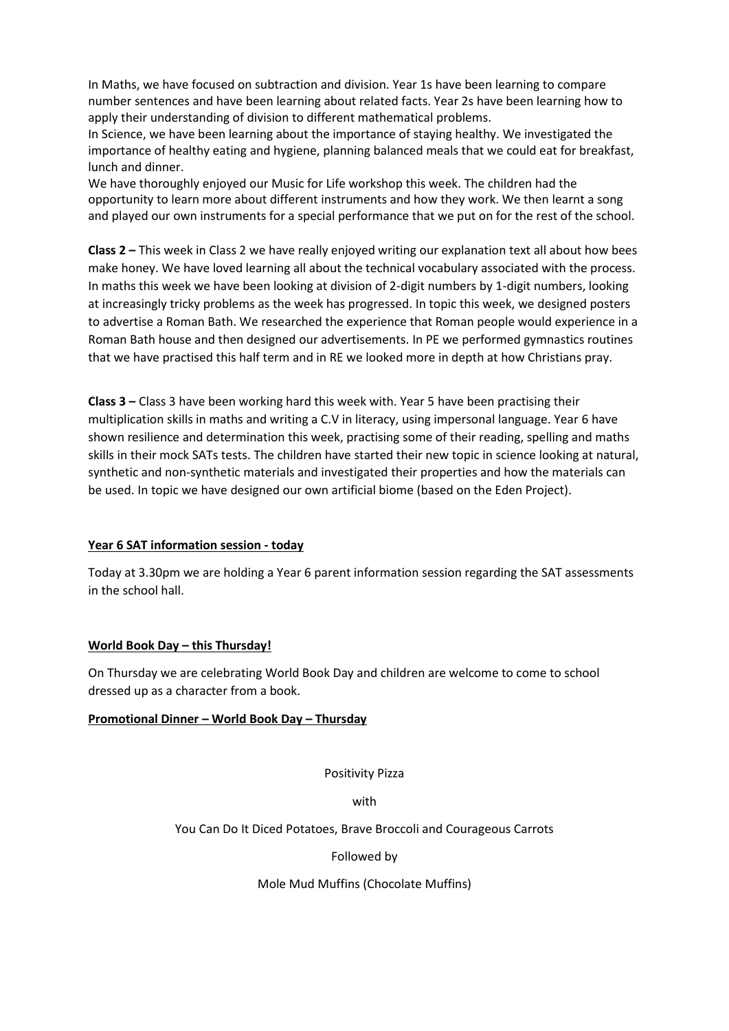In Maths, we have focused on subtraction and division. Year 1s have been learning to compare number sentences and have been learning about related facts. Year 2s have been learning how to apply their understanding of division to different mathematical problems.
In Science, we have been learning about the importance of staying healthy. We investigated the importance of healthy eating and hygiene, planning balanced meals that we could eat for breakfast, lunch and dinner.
We have thoroughly enjoyed our Music for Life workshop this week. The children had the opportunity to learn more about different instruments and how they work. We then learnt a song and played our own instruments for a special performance that we put on for the rest of the school.

**Class 2 –** This week in Class 2 we have really enjoyed writing our explanation text all about how bees make honey. We have loved learning all about the technical vocabulary associated with the process. In maths this week we have been looking at division of 2-digit numbers by 1-digit numbers, looking at increasingly tricky problems as the week has progressed. In topic this week, we designed posters to advertise a Roman Bath. We researched the experience that Roman people would experience in a Roman Bath house and then designed our advertisements. In PE we performed gymnastics routines that we have practised this half term and in RE we looked more in depth at how Christians pray.

**Class 3 –** Class 3 have been working hard this week with. Year 5 have been practising their multiplication skills in maths and writing a C.V in literacy, using impersonal language. Year 6 have shown resilience and determination this week, practising some of their reading, spelling and maths skills in their mock SATs tests. The children have started their new topic in science looking at natural, synthetic and non-synthetic materials and investigated their properties and how the materials can be used. In topic we have designed our own artificial biome (based on the Eden Project).

**<u>Year 6 SAT information session - today</u>**

Today at 3.30pm we are holding a Year 6 parent information session regarding the SAT assessments in the school hall.

**<u>World Book Day – this Thursday!</u>**

On Thursday we are celebrating World Book Day and children are welcome to come to school dressed up as a character from a book.

**<u>Promotional Dinner – World Book Day – Thursday</u>**

Positivity Pizza

with

You Can Do It Diced Potatoes, Brave Broccoli and Courageous Carrots

Followed by

Mole Mud Muffins (Chocolate Muffins)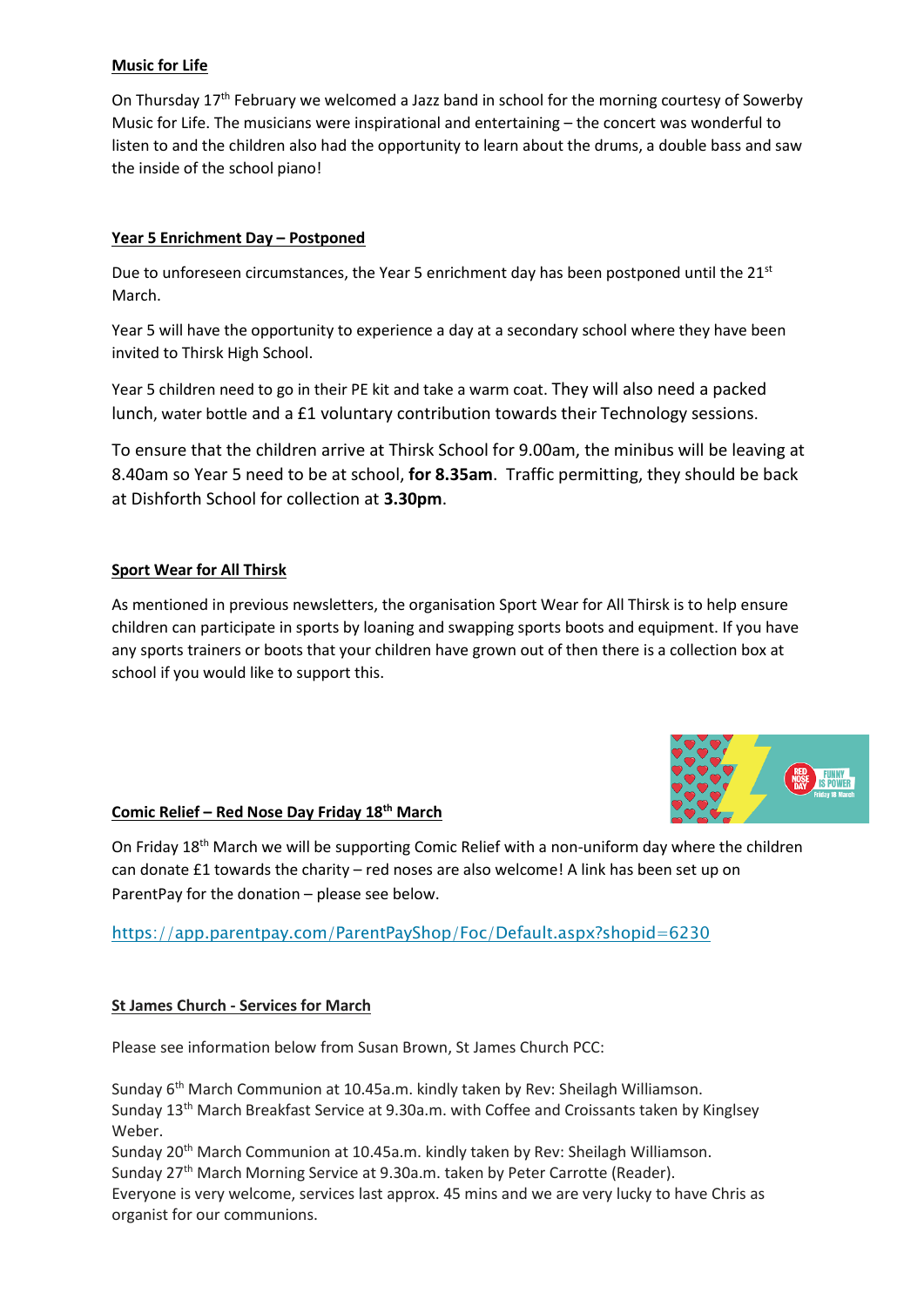## Music for Life

On Thursday 17th February we welcomed a Jazz band in school for the morning courtesy of Sowerby Music for Life. The musicians were inspirational and entertaining – the concert was wonderful to listen to and the children also had the opportunity to learn about the drums, a double bass and saw the inside of the school piano!

## Year 5 Enrichment Day – Postponed

Due to unforeseen circumstances, the Year 5 enrichment day has been postponed until the 21st March.

Year 5 will have the opportunity to experience a day at a secondary school where they have been invited to Thirsk High School.

Year 5 children need to go in their PE kit and take a warm coat. They will also need a packed lunch, water bottle and a £1 voluntary contribution towards their Technology sessions.

To ensure that the children arrive at Thirsk School for 9.00am, the minibus will be leaving at 8.40am so Year 5 need to be at school, **for 8.35am**. Traffic permitting, they should be back at Dishforth School for collection at **3.30pm**.

## Sport Wear for All Thirsk

As mentioned in previous newsletters, the organisation Sport Wear for All Thirsk is to help ensure children can participate in sports by loaning and swapping sports boots and equipment. If you have any sports trainers or boots that your children have grown out of then there is a collection box at school if you would like to support this.

## Comic Relief – Red Nose Day Friday 18th March

On Friday 18th March we will be supporting Comic Relief with a non-uniform day where the children can donate £1 towards the charity – red noses are also welcome! A link has been set up on ParentPay for the donation – please see below.

https://app.parentpay.com/ParentPayShop/Foc/Default.aspx?shopid=6230

## St James Church - Services for March

Please see information below from Susan Brown, St James Church PCC:

Sunday 6th March Communion at 10.45a.m. kindly taken by Rev: Sheilagh Williamson.
Sunday 13th March Breakfast Service at 9.30a.m. with Coffee and Croissants taken by Kinglsey Weber.
Sunday 20th March Communion at 10.45a.m. kindly taken by Rev: Sheilagh Williamson.
Sunday 27th March Morning Service at 9.30a.m. taken by Peter Carrotte (Reader).
Everyone is very welcome, services last approx. 45 mins and we are very lucky to have Chris as organist for our communions.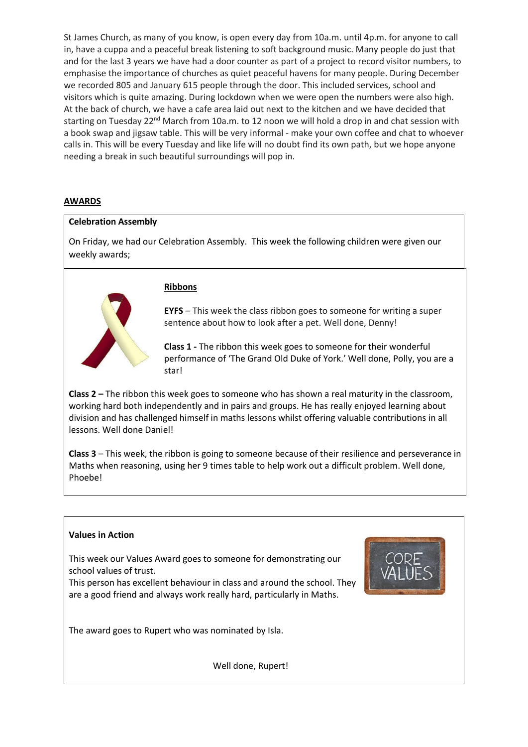St James Church, as many of you know, is open every day from 10a.m. until 4p.m. for anyone to call in, have a cuppa and a peaceful break listening to soft background music. Many people do just that and for the last 3 years we have had a door counter as part of a project to record visitor numbers, to emphasise the importance of churches as quiet peaceful havens for many people. During December we recorded 805 and January 615 people through the door. This included services, school and visitors which is quite amazing. During lockdown when we were open the numbers were also high. At the back of church, we have a cafe area laid out next to the kitchen and we have decided that starting on Tuesday 22nd March from 10a.m. to 12 noon we will hold a drop in and chat session with a book swap and jigsaw table. This will be very informal - make your own coffee and chat to whoever calls in. This will be every Tuesday and like life will no doubt find its own path, but we hope anyone needing a break in such beautiful surroundings will pop in.

## AWARDS

**Celebration Assembly**

On Friday, we had our Celebration Assembly. This week the following children were given our weekly awards;

### Ribbons

**EYFS** – This week the class ribbon goes to someone for writing a super sentence about how to look after a pet. Well done, Denny!

**Class 1 -** The ribbon this week goes to someone for their wonderful performance of 'The Grand Old Duke of York.' Well done, Polly, you are a star!

**Class 2 –** The ribbon this week goes to someone who has shown a real maturity in the classroom, working hard both independently and in pairs and groups. He has really enjoyed learning about division and has challenged himself in maths lessons whilst offering valuable contributions in all lessons. Well done Daniel!

**Class 3** – This week, the ribbon is going to someone because of their resilience and perseverance in Maths when reasoning, using her 9 times table to help work out a difficult problem. Well done, Phoebe!

**Values in Action**

This week our Values Award goes to someone for demonstrating our school values of trust.
This person has excellent behaviour in class and around the school. They are a good friend and always work really hard, particularly in Maths.

The award goes to Rupert who was nominated by Isla.

Well done, Rupert!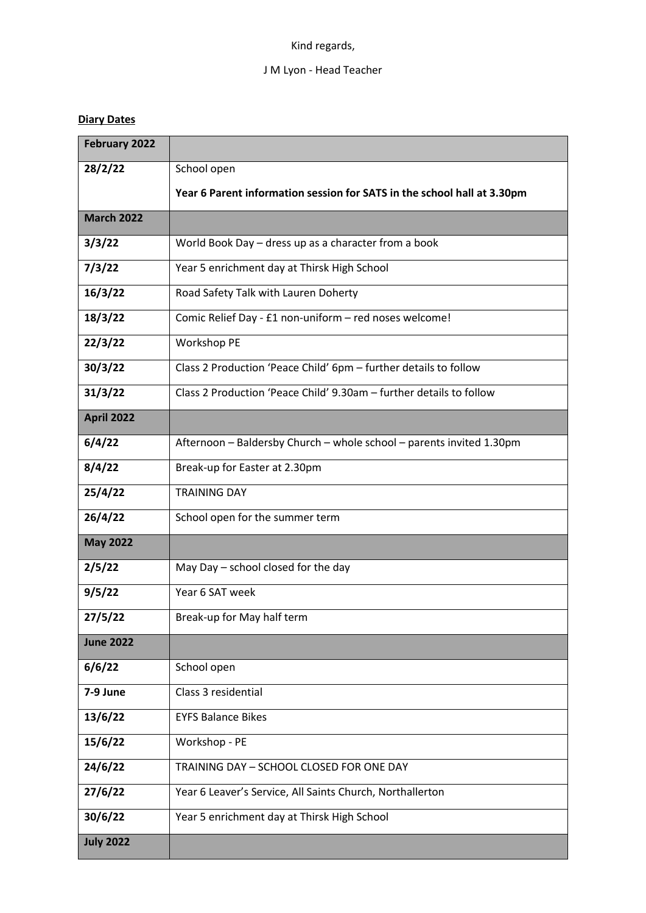Kind regards,

J M Lyon - Head Teacher

**Diary Dates**

| **February 2022** | |
|---|---|
| **28/2/22** | School open<br>**Year 6 Parent information session for SATS in the school hall at 3.30pm** |
| **March 2022** | |
| **3/3/22** | World Book Day – dress up as a character from a book |
| **7/3/22** | Year 5 enrichment day at Thirsk High School |
| **16/3/22** | Road Safety Talk with Lauren Doherty |
| **18/3/22** | Comic Relief Day - £1 non-uniform – red noses welcome! |
| **22/3/22** | Workshop PE |
| **30/3/22** | Class 2 Production 'Peace Child' 6pm – further details to follow |
| **31/3/22** | Class 2 Production 'Peace Child' 9.30am – further details to follow |
| **April 2022** | |
| **6/4/22** | Afternoon – Baldersby Church – whole school – parents invited 1.30pm |
| **8/4/22** | Break-up for Easter at 2.30pm |
| **25/4/22** | TRAINING DAY |
| **26/4/22** | School open for the summer term |
| **May 2022** | |
| **2/5/22** | May Day – school closed for the day |
| **9/5/22** | Year 6 SAT week |
| **27/5/22** | Break-up for May half term |
| **June 2022** | |
| **6/6/22** | School open |
| **7-9 June** | Class 3 residential |
| **13/6/22** | EYFS Balance Bikes |
| **15/6/22** | Workshop - PE |
| **24/6/22** | TRAINING DAY – SCHOOL CLOSED FOR ONE DAY |
| **27/6/22** | Year 6 Leaver's Service, All Saints Church, Northallerton |
| **30/6/22** | Year 5 enrichment day at Thirsk High School |
| **July 2022** | |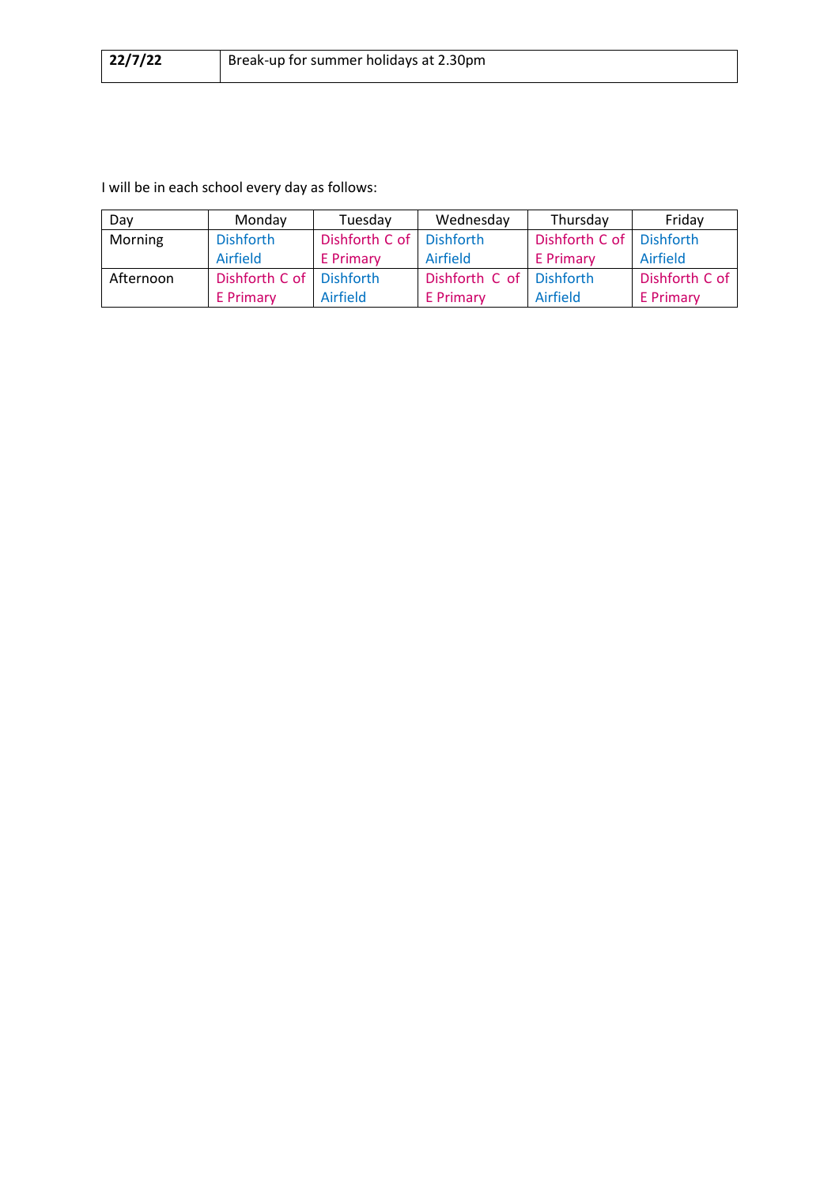| | |
|---|---|
| **22/7/22** | Break-up for summer holidays at 2.30pm |

I will be in each school every day as follows:

| Day | Monday | Tuesday | Wednesday | Thursday | Friday |
|---|---|---|---|---|---|
| Morning | Dishforth Airfield | Dishforth C of E Primary | Dishforth Airfield | Dishforth C of E Primary | Dishforth Airfield |
| Afternoon | Dishforth C of E Primary | Dishforth Airfield | Dishforth C of E Primary | Dishforth Airfield | Dishforth C of E Primary |